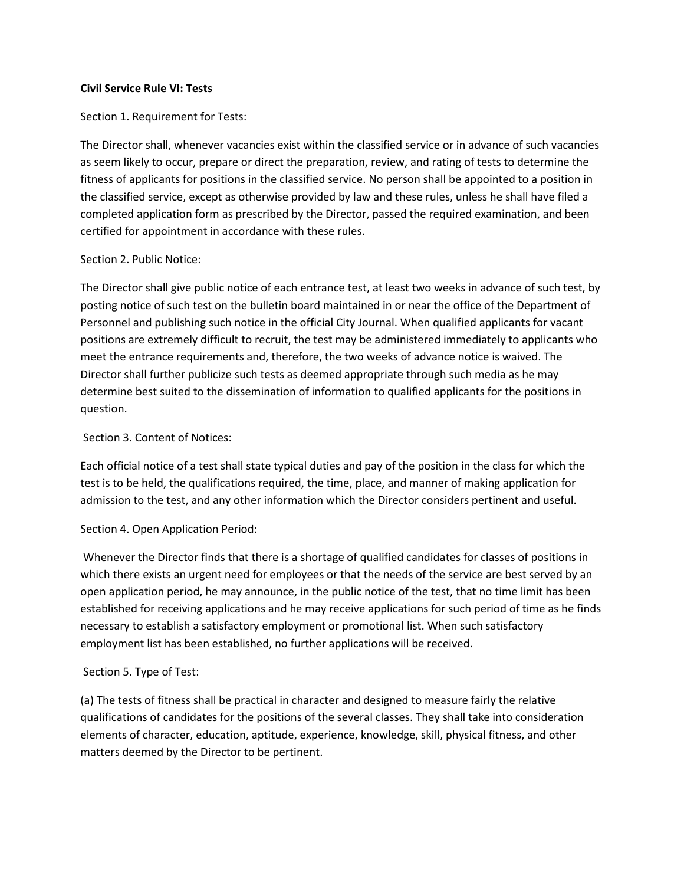**Civil Service Rule VI: Tests**

Section 1. Requirement for Tests:

The Director shall, whenever vacancies exist within the classified service or in advance of such vacancies as seem likely to occur, prepare or direct the preparation, review, and rating of tests to determine the fitness of applicants for positions in the classified service. No person shall be appointed to a position in the classified service, except as otherwise provided by law and these rules, unless he shall have filed a completed application form as prescribed by the Director, passed the required examination, and been certified for appointment in accordance with these rules.

Section 2. Public Notice:

The Director shall give public notice of each entrance test, at least two weeks in advance of such test, by posting notice of such test on the bulletin board maintained in or near the office of the Department of Personnel and publishing such notice in the official City Journal. When qualified applicants for vacant positions are extremely difficult to recruit, the test may be administered immediately to applicants who meet the entrance requirements and, therefore, the two weeks of advance notice is waived. The Director shall further publicize such tests as deemed appropriate through such media as he may determine best suited to the dissemination of information to qualified applicants for the positions in question.

Section 3. Content of Notices:

Each official notice of a test shall state typical duties and pay of the position in the class for which the test is to be held, the qualifications required, the time, place, and manner of making application for admission to the test, and any other information which the Director considers pertinent and useful.

Section 4. Open Application Period:

Whenever the Director finds that there is a shortage of qualified candidates for classes of positions in which there exists an urgent need for employees or that the needs of the service are best served by an open application period, he may announce, in the public notice of the test, that no time limit has been established for receiving applications and he may receive applications for such period of time as he finds necessary to establish a satisfactory employment or promotional list. When such satisfactory employment list has been established, no further applications will be received.

Section 5. Type of Test:

(a) The tests of fitness shall be practical in character and designed to measure fairly the relative qualifications of candidates for the positions of the several classes. They shall take into consideration elements of character, education, aptitude, experience, knowledge, skill, physical fitness, and other matters deemed by the Director to be pertinent.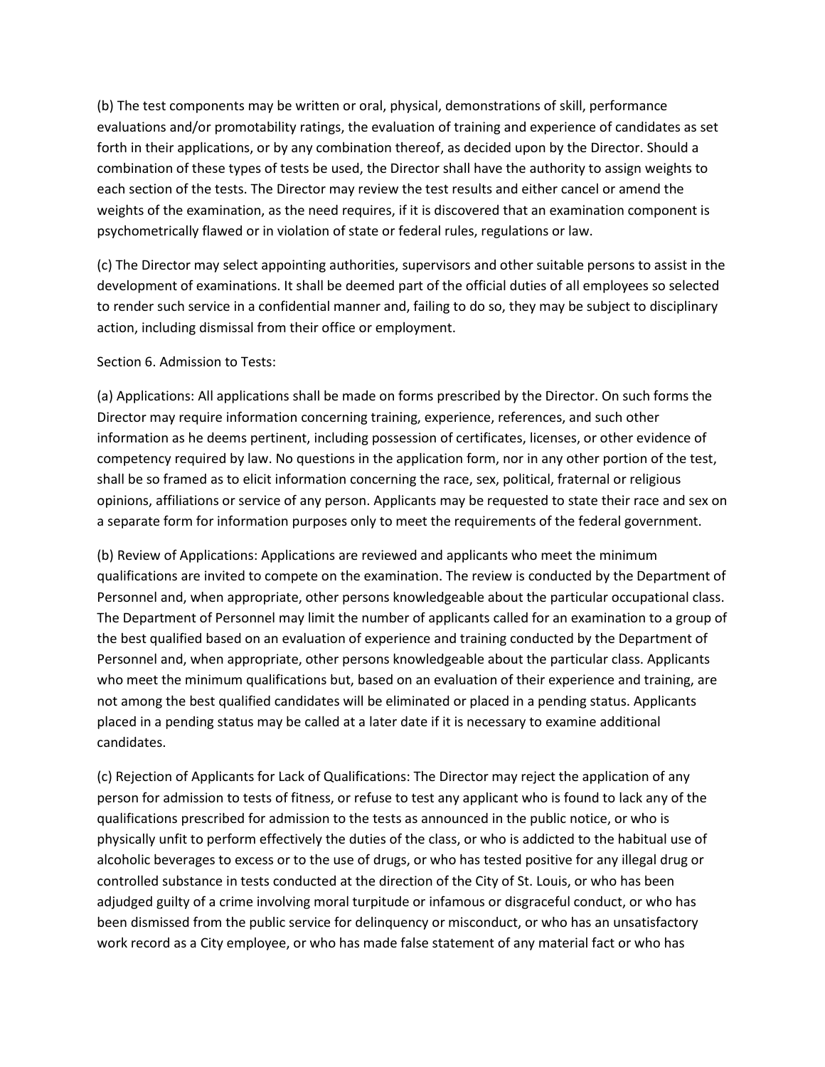(b) The test components may be written or oral, physical, demonstrations of skill, performance evaluations and/or promotability ratings, the evaluation of training and experience of candidates as set forth in their applications, or by any combination thereof, as decided upon by the Director. Should a combination of these types of tests be used, the Director shall have the authority to assign weights to each section of the tests. The Director may review the test results and either cancel or amend the weights of the examination, as the need requires, if it is discovered that an examination component is psychometrically flawed or in violation of state or federal rules, regulations or law.

(c) The Director may select appointing authorities, supervisors and other suitable persons to assist in the development of examinations. It shall be deemed part of the official duties of all employees so selected to render such service in a confidential manner and, failing to do so, they may be subject to disciplinary action, including dismissal from their office or employment.

Section 6. Admission to Tests:

(a) Applications: All applications shall be made on forms prescribed by the Director. On such forms the Director may require information concerning training, experience, references, and such other information as he deems pertinent, including possession of certificates, licenses, or other evidence of competency required by law. No questions in the application form, nor in any other portion of the test, shall be so framed as to elicit information concerning the race, sex, political, fraternal or religious opinions, affiliations or service of any person. Applicants may be requested to state their race and sex on a separate form for information purposes only to meet the requirements of the federal government.

(b) Review of Applications: Applications are reviewed and applicants who meet the minimum qualifications are invited to compete on the examination. The review is conducted by the Department of Personnel and, when appropriate, other persons knowledgeable about the particular occupational class. The Department of Personnel may limit the number of applicants called for an examination to a group of the best qualified based on an evaluation of experience and training conducted by the Department of Personnel and, when appropriate, other persons knowledgeable about the particular class. Applicants who meet the minimum qualifications but, based on an evaluation of their experience and training, are not among the best qualified candidates will be eliminated or placed in a pending status. Applicants placed in a pending status may be called at a later date if it is necessary to examine additional candidates.

(c) Rejection of Applicants for Lack of Qualifications: The Director may reject the application of any person for admission to tests of fitness, or refuse to test any applicant who is found to lack any of the qualifications prescribed for admission to the tests as announced in the public notice, or who is physically unfit to perform effectively the duties of the class, or who is addicted to the habitual use of alcoholic beverages to excess or to the use of drugs, or who has tested positive for any illegal drug or controlled substance in tests conducted at the direction of the City of St. Louis, or who has been adjudged guilty of a crime involving moral turpitude or infamous or disgraceful conduct, or who has been dismissed from the public service for delinquency or misconduct, or who has an unsatisfactory work record as a City employee, or who has made false statement of any material fact or who has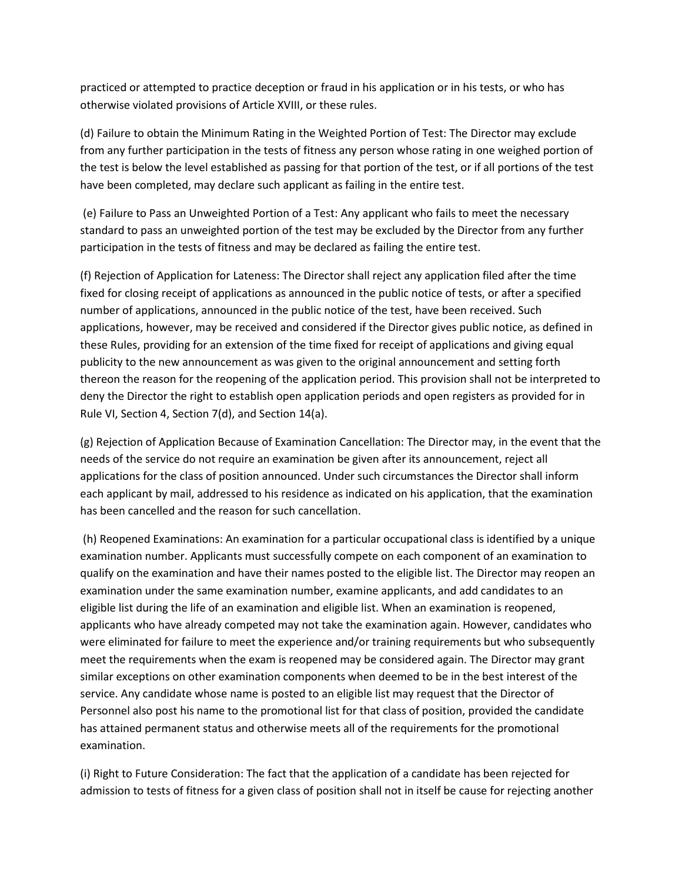practiced or attempted to practice deception or fraud in his application or in his tests, or who has otherwise violated provisions of Article XVIII, or these rules.

(d) Failure to obtain the Minimum Rating in the Weighted Portion of Test: The Director may exclude from any further participation in the tests of fitness any person whose rating in one weighed portion of the test is below the level established as passing for that portion of the test, or if all portions of the test have been completed, may declare such applicant as failing in the entire test.

(e) Failure to Pass an Unweighted Portion of a Test: Any applicant who fails to meet the necessary standard to pass an unweighted portion of the test may be excluded by the Director from any further participation in the tests of fitness and may be declared as failing the entire test.

(f) Rejection of Application for Lateness: The Director shall reject any application filed after the time fixed for closing receipt of applications as announced in the public notice of tests, or after a specified number of applications, announced in the public notice of the test, have been received. Such applications, however, may be received and considered if the Director gives public notice, as defined in these Rules, providing for an extension of the time fixed for receipt of applications and giving equal publicity to the new announcement as was given to the original announcement and setting forth thereon the reason for the reopening of the application period. This provision shall not be interpreted to deny the Director the right to establish open application periods and open registers as provided for in Rule VI, Section 4, Section 7(d), and Section 14(a).

(g) Rejection of Application Because of Examination Cancellation: The Director may, in the event that the needs of the service do not require an examination be given after its announcement, reject all applications for the class of position announced. Under such circumstances the Director shall inform each applicant by mail, addressed to his residence as indicated on his application, that the examination has been cancelled and the reason for such cancellation.

(h) Reopened Examinations: An examination for a particular occupational class is identified by a unique examination number. Applicants must successfully compete on each component of an examination to qualify on the examination and have their names posted to the eligible list. The Director may reopen an examination under the same examination number, examine applicants, and add candidates to an eligible list during the life of an examination and eligible list. When an examination is reopened, applicants who have already competed may not take the examination again. However, candidates who were eliminated for failure to meet the experience and/or training requirements but who subsequently meet the requirements when the exam is reopened may be considered again. The Director may grant similar exceptions on other examination components when deemed to be in the best interest of the service. Any candidate whose name is posted to an eligible list may request that the Director of Personnel also post his name to the promotional list for that class of position, provided the candidate has attained permanent status and otherwise meets all of the requirements for the promotional examination.

(i) Right to Future Consideration: The fact that the application of a candidate has been rejected for admission to tests of fitness for a given class of position shall not in itself be cause for rejecting another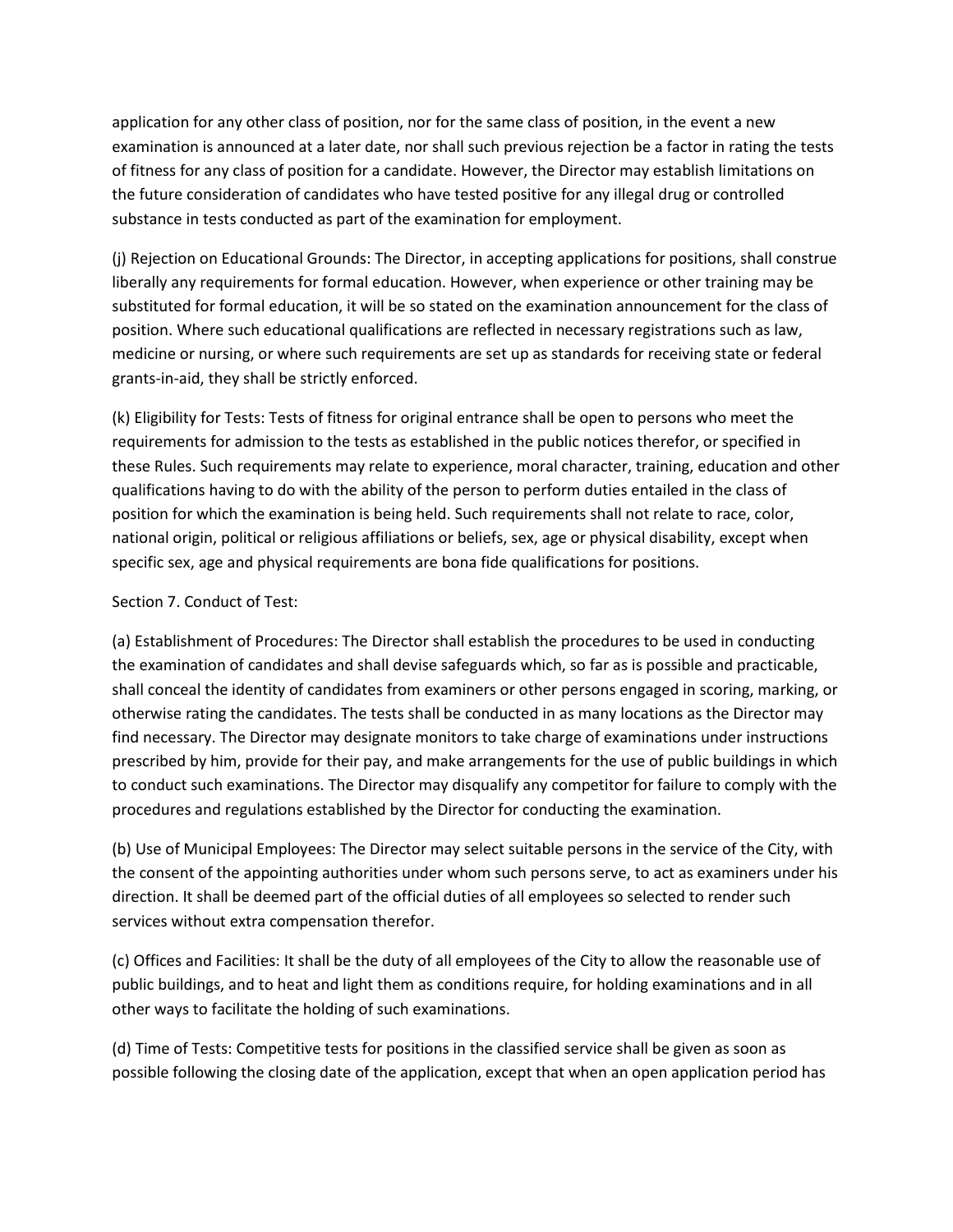application for any other class of position, nor for the same class of position, in the event a new examination is announced at a later date, nor shall such previous rejection be a factor in rating the tests of fitness for any class of position for a candidate. However, the Director may establish limitations on the future consideration of candidates who have tested positive for any illegal drug or controlled substance in tests conducted as part of the examination for employment.

(j) Rejection on Educational Grounds: The Director, in accepting applications for positions, shall construe liberally any requirements for formal education. However, when experience or other training may be substituted for formal education, it will be so stated on the examination announcement for the class of position. Where such educational qualifications are reflected in necessary registrations such as law, medicine or nursing, or where such requirements are set up as standards for receiving state or federal grants-in-aid, they shall be strictly enforced.

(k) Eligibility for Tests: Tests of fitness for original entrance shall be open to persons who meet the requirements for admission to the tests as established in the public notices therefor, or specified in these Rules. Such requirements may relate to experience, moral character, training, education and other qualifications having to do with the ability of the person to perform duties entailed in the class of position for which the examination is being held. Such requirements shall not relate to race, color, national origin, political or religious affiliations or beliefs, sex, age or physical disability, except when specific sex, age and physical requirements are bona fide qualifications for positions.

Section 7. Conduct of Test:

(a) Establishment of Procedures: The Director shall establish the procedures to be used in conducting the examination of candidates and shall devise safeguards which, so far as is possible and practicable, shall conceal the identity of candidates from examiners or other persons engaged in scoring, marking, or otherwise rating the candidates. The tests shall be conducted in as many locations as the Director may find necessary. The Director may designate monitors to take charge of examinations under instructions prescribed by him, provide for their pay, and make arrangements for the use of public buildings in which to conduct such examinations. The Director may disqualify any competitor for failure to comply with the procedures and regulations established by the Director for conducting the examination.

(b) Use of Municipal Employees: The Director may select suitable persons in the service of the City, with the consent of the appointing authorities under whom such persons serve, to act as examiners under his direction. It shall be deemed part of the official duties of all employees so selected to render such services without extra compensation therefor.

(c) Offices and Facilities: It shall be the duty of all employees of the City to allow the reasonable use of public buildings, and to heat and light them as conditions require, for holding examinations and in all other ways to facilitate the holding of such examinations.

(d) Time of Tests: Competitive tests for positions in the classified service shall be given as soon as possible following the closing date of the application, except that when an open application period has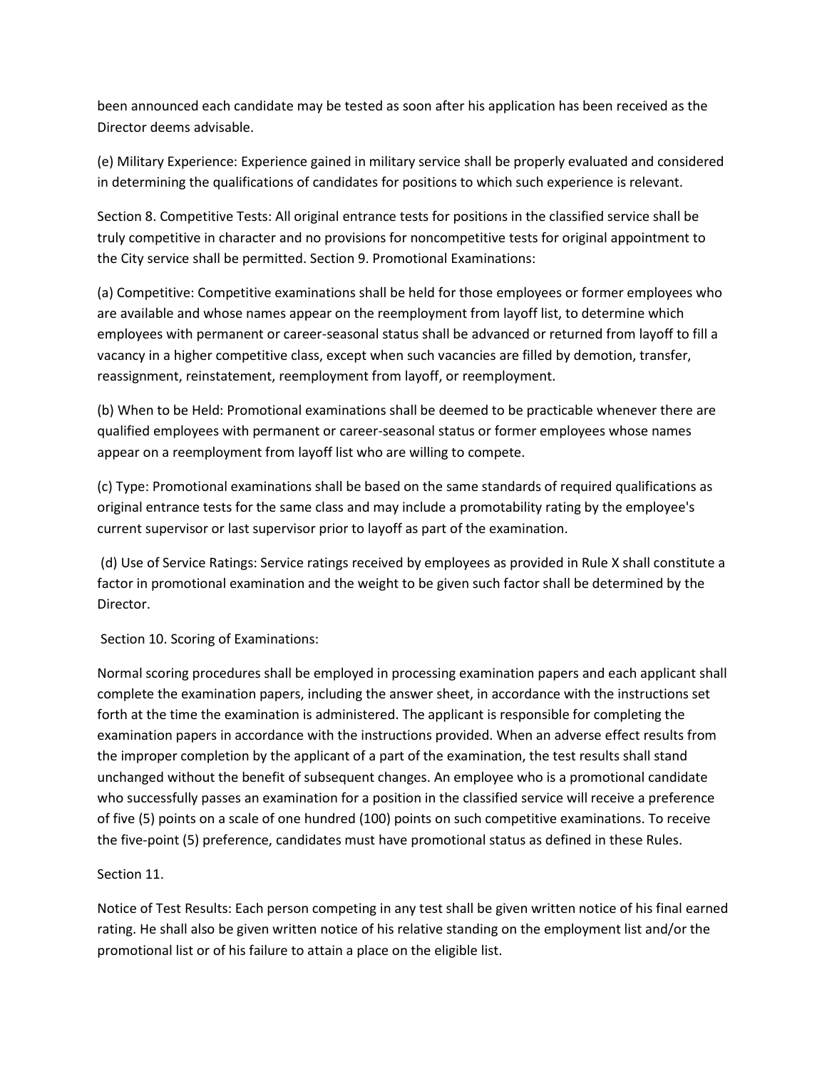been announced each candidate may be tested as soon after his application has been received as the Director deems advisable.

(e) Military Experience: Experience gained in military service shall be properly evaluated and considered in determining the qualifications of candidates for positions to which such experience is relevant.

Section 8. Competitive Tests: All original entrance tests for positions in the classified service shall be truly competitive in character and no provisions for noncompetitive tests for original appointment to the City service shall be permitted. Section 9. Promotional Examinations:

(a) Competitive: Competitive examinations shall be held for those employees or former employees who are available and whose names appear on the reemployment from layoff list, to determine which employees with permanent or career-seasonal status shall be advanced or returned from layoff to fill a vacancy in a higher competitive class, except when such vacancies are filled by demotion, transfer, reassignment, reinstatement, reemployment from layoff, or reemployment.

(b) When to be Held: Promotional examinations shall be deemed to be practicable whenever there are qualified employees with permanent or career-seasonal status or former employees whose names appear on a reemployment from layoff list who are willing to compete.

(c) Type: Promotional examinations shall be based on the same standards of required qualifications as original entrance tests for the same class and may include a promotability rating by the employee's current supervisor or last supervisor prior to layoff as part of the examination.

(d) Use of Service Ratings: Service ratings received by employees as provided in Rule X shall constitute a factor in promotional examination and the weight to be given such factor shall be determined by the Director.

Section 10. Scoring of Examinations:

Normal scoring procedures shall be employed in processing examination papers and each applicant shall complete the examination papers, including the answer sheet, in accordance with the instructions set forth at the time the examination is administered. The applicant is responsible for completing the examination papers in accordance with the instructions provided. When an adverse effect results from the improper completion by the applicant of a part of the examination, the test results shall stand unchanged without the benefit of subsequent changes. An employee who is a promotional candidate who successfully passes an examination for a position in the classified service will receive a preference of five (5) points on a scale of one hundred (100) points on such competitive examinations. To receive the five-point (5) preference, candidates must have promotional status as defined in these Rules.

Section 11.

Notice of Test Results: Each person competing in any test shall be given written notice of his final earned rating. He shall also be given written notice of his relative standing on the employment list and/or the promotional list or of his failure to attain a place on the eligible list.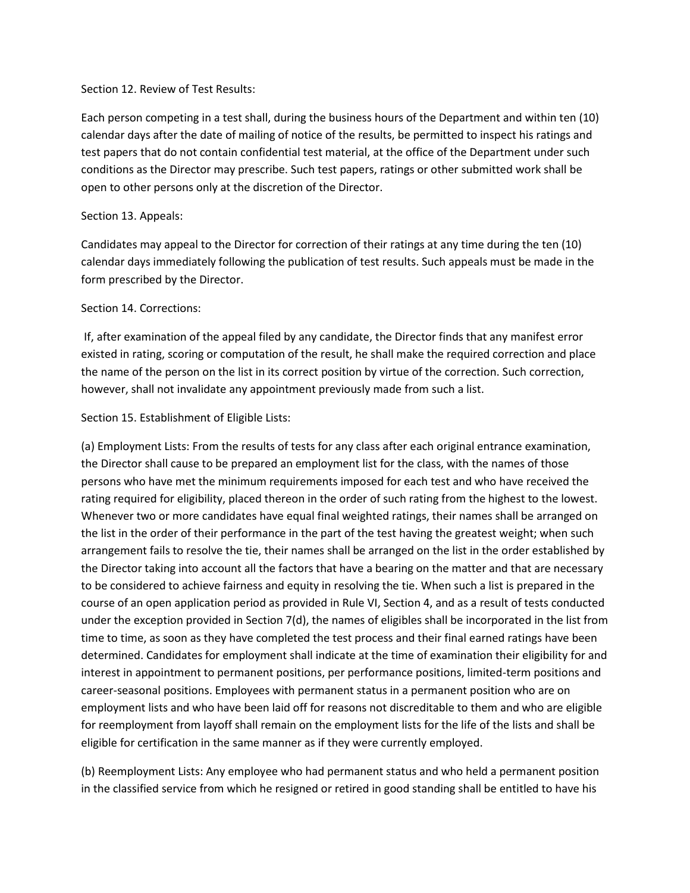Section 12. Review of Test Results:

Each person competing in a test shall, during the business hours of the Department and within ten (10) calendar days after the date of mailing of notice of the results, be permitted to inspect his ratings and test papers that do not contain confidential test material, at the office of the Department under such conditions as the Director may prescribe. Such test papers, ratings or other submitted work shall be open to other persons only at the discretion of the Director.

Section 13. Appeals:

Candidates may appeal to the Director for correction of their ratings at any time during the ten (10) calendar days immediately following the publication of test results. Such appeals must be made in the form prescribed by the Director.

Section 14. Corrections:

If, after examination of the appeal filed by any candidate, the Director finds that any manifest error existed in rating, scoring or computation of the result, he shall make the required correction and place the name of the person on the list in its correct position by virtue of the correction. Such correction, however, shall not invalidate any appointment previously made from such a list.

Section 15. Establishment of Eligible Lists:

(a) Employment Lists: From the results of tests for any class after each original entrance examination, the Director shall cause to be prepared an employment list for the class, with the names of those persons who have met the minimum requirements imposed for each test and who have received the rating required for eligibility, placed thereon in the order of such rating from the highest to the lowest. Whenever two or more candidates have equal final weighted ratings, their names shall be arranged on the list in the order of their performance in the part of the test having the greatest weight; when such arrangement fails to resolve the tie, their names shall be arranged on the list in the order established by the Director taking into account all the factors that have a bearing on the matter and that are necessary to be considered to achieve fairness and equity in resolving the tie. When such a list is prepared in the course of an open application period as provided in Rule VI, Section 4, and as a result of tests conducted under the exception provided in Section 7(d), the names of eligibles shall be incorporated in the list from time to time, as soon as they have completed the test process and their final earned ratings have been determined. Candidates for employment shall indicate at the time of examination their eligibility for and interest in appointment to permanent positions, per performance positions, limited-term positions and career-seasonal positions. Employees with permanent status in a permanent position who are on employment lists and who have been laid off for reasons not discreditable to them and who are eligible for reemployment from layoff shall remain on the employment lists for the life of the lists and shall be eligible for certification in the same manner as if they were currently employed.

(b) Reemployment Lists: Any employee who had permanent status and who held a permanent position in the classified service from which he resigned or retired in good standing shall be entitled to have his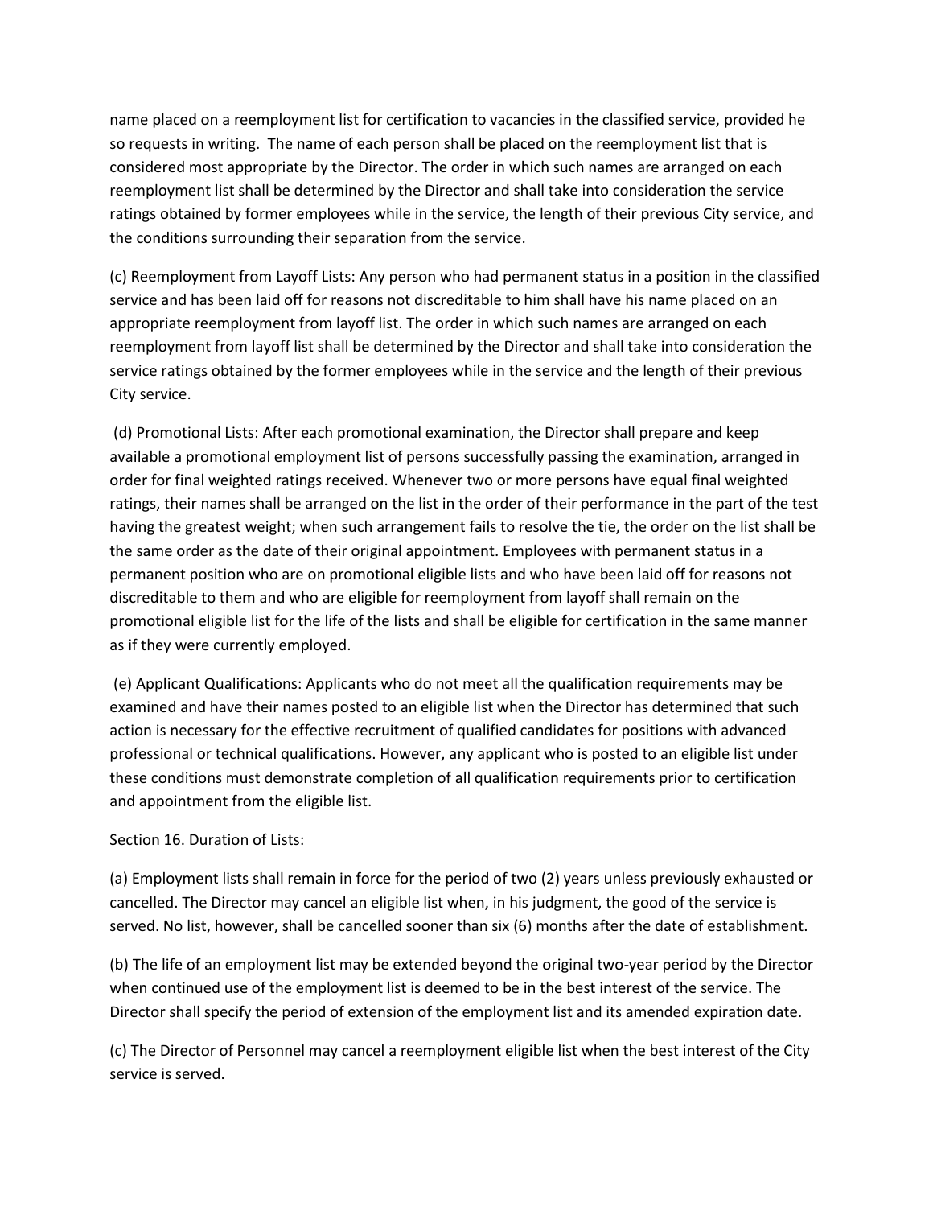name placed on a reemployment list for certification to vacancies in the classified service, provided he so requests in writing. The name of each person shall be placed on the reemployment list that is considered most appropriate by the Director. The order in which such names are arranged on each reemployment list shall be determined by the Director and shall take into consideration the service ratings obtained by former employees while in the service, the length of their previous City service, and the conditions surrounding their separation from the service.

(c) Reemployment from Layoff Lists: Any person who had permanent status in a position in the classified service and has been laid off for reasons not discreditable to him shall have his name placed on an appropriate reemployment from layoff list. The order in which such names are arranged on each reemployment from layoff list shall be determined by the Director and shall take into consideration the service ratings obtained by the former employees while in the service and the length of their previous City service.

(d) Promotional Lists: After each promotional examination, the Director shall prepare and keep available a promotional employment list of persons successfully passing the examination, arranged in order for final weighted ratings received. Whenever two or more persons have equal final weighted ratings, their names shall be arranged on the list in the order of their performance in the part of the test having the greatest weight; when such arrangement fails to resolve the tie, the order on the list shall be the same order as the date of their original appointment. Employees with permanent status in a permanent position who are on promotional eligible lists and who have been laid off for reasons not discreditable to them and who are eligible for reemployment from layoff shall remain on the promotional eligible list for the life of the lists and shall be eligible for certification in the same manner as if they were currently employed.

(e) Applicant Qualifications: Applicants who do not meet all the qualification requirements may be examined and have their names posted to an eligible list when the Director has determined that such action is necessary for the effective recruitment of qualified candidates for positions with advanced professional or technical qualifications. However, any applicant who is posted to an eligible list under these conditions must demonstrate completion of all qualification requirements prior to certification and appointment from the eligible list.

Section 16. Duration of Lists:

(a) Employment lists shall remain in force for the period of two (2) years unless previously exhausted or cancelled. The Director may cancel an eligible list when, in his judgment, the good of the service is served. No list, however, shall be cancelled sooner than six (6) months after the date of establishment.

(b) The life of an employment list may be extended beyond the original two-year period by the Director when continued use of the employment list is deemed to be in the best interest of the service. The Director shall specify the period of extension of the employment list and its amended expiration date.

(c) The Director of Personnel may cancel a reemployment eligible list when the best interest of the City service is served.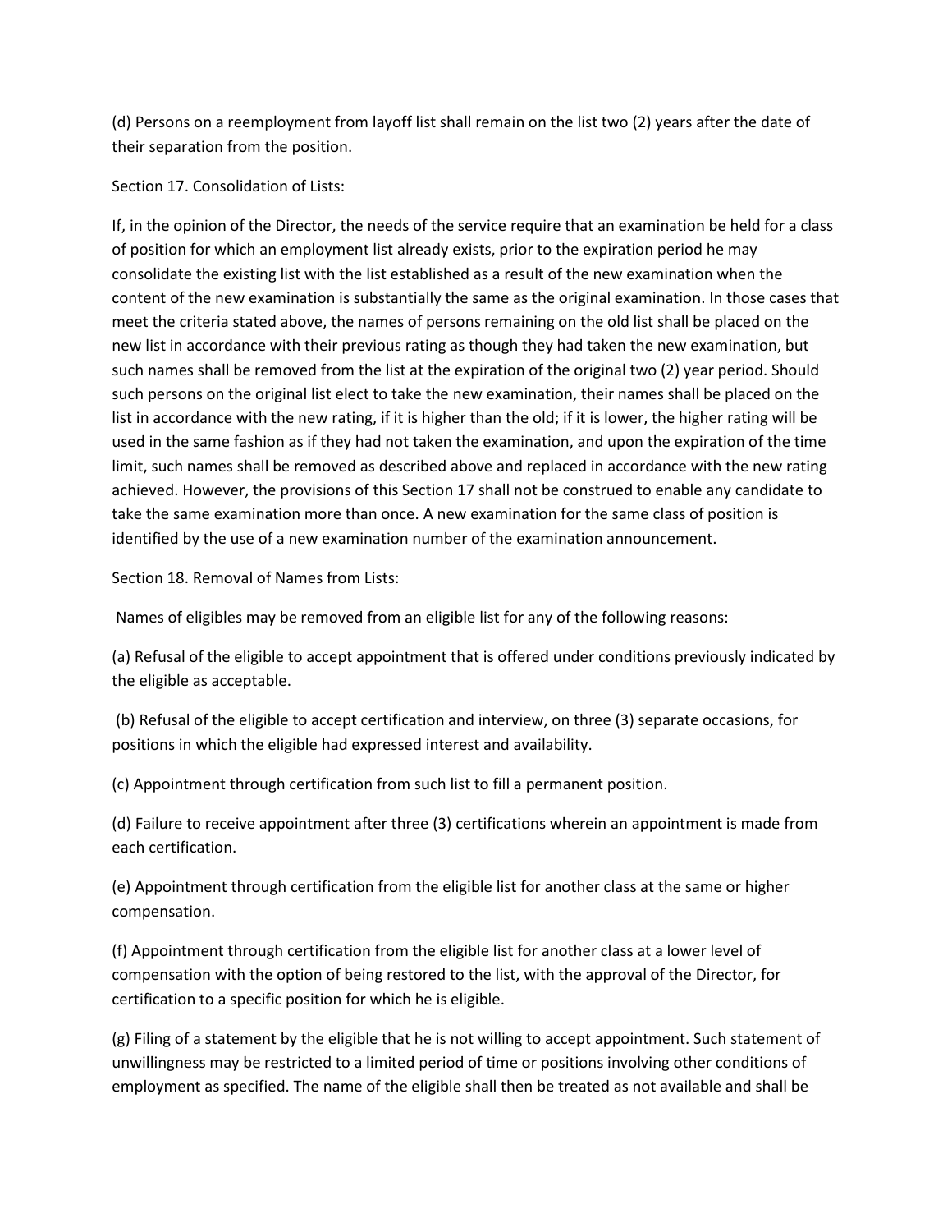(d) Persons on a reemployment from layoff list shall remain on the list two (2) years after the date of their separation from the position.

Section 17. Consolidation of Lists:

If, in the opinion of the Director, the needs of the service require that an examination be held for a class of position for which an employment list already exists, prior to the expiration period he may consolidate the existing list with the list established as a result of the new examination when the content of the new examination is substantially the same as the original examination. In those cases that meet the criteria stated above, the names of persons remaining on the old list shall be placed on the new list in accordance with their previous rating as though they had taken the new examination, but such names shall be removed from the list at the expiration of the original two (2) year period. Should such persons on the original list elect to take the new examination, their names shall be placed on the list in accordance with the new rating, if it is higher than the old; if it is lower, the higher rating will be used in the same fashion as if they had not taken the examination, and upon the expiration of the time limit, such names shall be removed as described above and replaced in accordance with the new rating achieved. However, the provisions of this Section 17 shall not be construed to enable any candidate to take the same examination more than once. A new examination for the same class of position is identified by the use of a new examination number of the examination announcement.

Section 18. Removal of Names from Lists:

Names of eligibles may be removed from an eligible list for any of the following reasons:

(a) Refusal of the eligible to accept appointment that is offered under conditions previously indicated by the eligible as acceptable.

(b) Refusal of the eligible to accept certification and interview, on three (3) separate occasions, for positions in which the eligible had expressed interest and availability.

(c) Appointment through certification from such list to fill a permanent position.

(d) Failure to receive appointment after three (3) certifications wherein an appointment is made from each certification.

(e) Appointment through certification from the eligible list for another class at the same or higher compensation.

(f) Appointment through certification from the eligible list for another class at a lower level of compensation with the option of being restored to the list, with the approval of the Director, for certification to a specific position for which he is eligible.

(g) Filing of a statement by the eligible that he is not willing to accept appointment. Such statement of unwillingness may be restricted to a limited period of time or positions involving other conditions of employment as specified. The name of the eligible shall then be treated as not available and shall be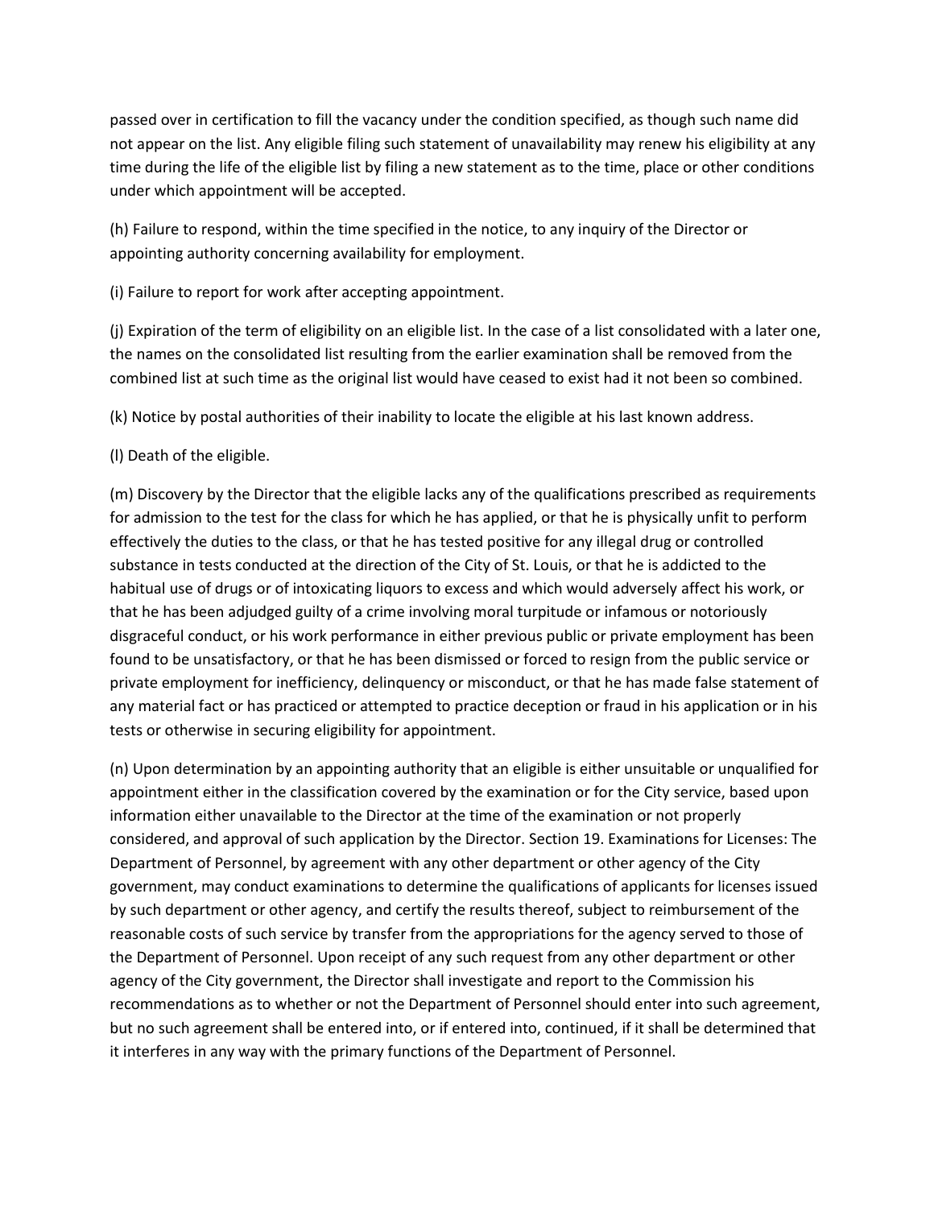passed over in certification to fill the vacancy under the condition specified, as though such name did not appear on the list. Any eligible filing such statement of unavailability may renew his eligibility at any time during the life of the eligible list by filing a new statement as to the time, place or other conditions under which appointment will be accepted.

(h) Failure to respond, within the time specified in the notice, to any inquiry of the Director or appointing authority concerning availability for employment.

(i) Failure to report for work after accepting appointment.

(j) Expiration of the term of eligibility on an eligible list. In the case of a list consolidated with a later one, the names on the consolidated list resulting from the earlier examination shall be removed from the combined list at such time as the original list would have ceased to exist had it not been so combined.

(k) Notice by postal authorities of their inability to locate the eligible at his last known address.

(l) Death of the eligible.

(m) Discovery by the Director that the eligible lacks any of the qualifications prescribed as requirements for admission to the test for the class for which he has applied, or that he is physically unfit to perform effectively the duties to the class, or that he has tested positive for any illegal drug or controlled substance in tests conducted at the direction of the City of St. Louis, or that he is addicted to the habitual use of drugs or of intoxicating liquors to excess and which would adversely affect his work, or that he has been adjudged guilty of a crime involving moral turpitude or infamous or notoriously disgraceful conduct, or his work performance in either previous public or private employment has been found to be unsatisfactory, or that he has been dismissed or forced to resign from the public service or private employment for inefficiency, delinquency or misconduct, or that he has made false statement of any material fact or has practiced or attempted to practice deception or fraud in his application or in his tests or otherwise in securing eligibility for appointment.

(n) Upon determination by an appointing authority that an eligible is either unsuitable or unqualified for appointment either in the classification covered by the examination or for the City service, based upon information either unavailable to the Director at the time of the examination or not properly considered, and approval of such application by the Director. Section 19. Examinations for Licenses: The Department of Personnel, by agreement with any other department or other agency of the City government, may conduct examinations to determine the qualifications of applicants for licenses issued by such department or other agency, and certify the results thereof, subject to reimbursement of the reasonable costs of such service by transfer from the appropriations for the agency served to those of the Department of Personnel. Upon receipt of any such request from any other department or other agency of the City government, the Director shall investigate and report to the Commission his recommendations as to whether or not the Department of Personnel should enter into such agreement, but no such agreement shall be entered into, or if entered into, continued, if it shall be determined that it interferes in any way with the primary functions of the Department of Personnel.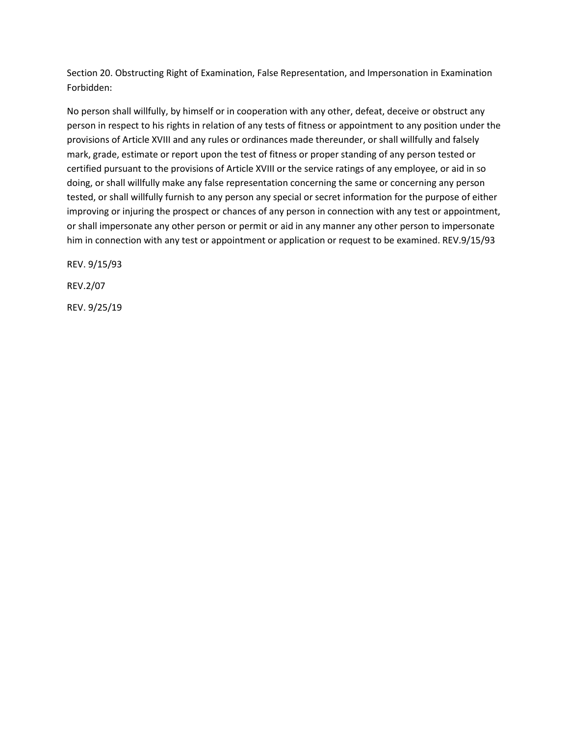Section 20. Obstructing Right of Examination, False Representation, and Impersonation in Examination Forbidden:

No person shall willfully, by himself or in cooperation with any other, defeat, deceive or obstruct any person in respect to his rights in relation of any tests of fitness or appointment to any position under the provisions of Article XVIII and any rules or ordinances made thereunder, or shall willfully and falsely mark, grade, estimate or report upon the test of fitness or proper standing of any person tested or certified pursuant to the provisions of Article XVIII or the service ratings of any employee, or aid in so doing, or shall willfully make any false representation concerning the same or concerning any person tested, or shall willfully furnish to any person any special or secret information for the purpose of either improving or injuring the prospect or chances of any person in connection with any test or appointment, or shall impersonate any other person or permit or aid in any manner any other person to impersonate him in connection with any test or appointment or application or request to be examined. REV.9/15/93

REV. 9/15/93

REV.2/07

REV. 9/25/19